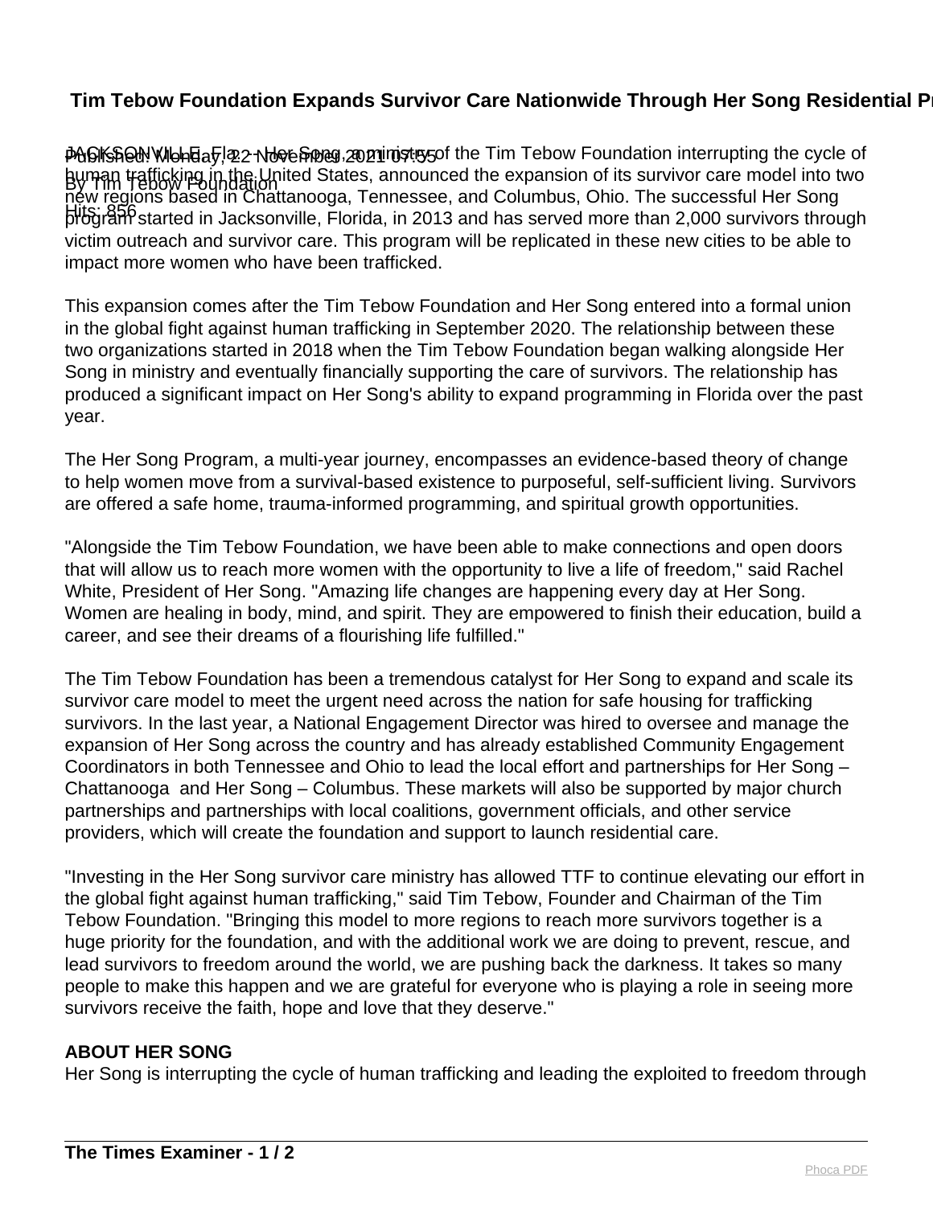# Tim Tebow Foundation Expands Survivor Care Nationwide Through Her Song Residential Pr

Published: Monday, 22 November 2021 07:55
By Tim Tebow Foundation
Hits: 856

JACKSONVILLE, Fla. - Her Song, a ministry of the Tim Tebow Foundation interrupting the cycle of human trafficking in the United States, announced the expansion of its survivor care model into two new regions based in Chattanooga, Tennessee, and Columbus, Ohio. The successful Her Song program started in Jacksonville, Florida, in 2013 and has served more than 2,000 survivors through victim outreach and survivor care. This program will be replicated in these new cities to be able to impact more women who have been trafficked.

This expansion comes after the Tim Tebow Foundation and Her Song entered into a formal union in the global fight against human trafficking in September 2020. The relationship between these two organizations started in 2018 when the Tim Tebow Foundation began walking alongside Her Song in ministry and eventually financially supporting the care of survivors. The relationship has produced a significant impact on Her Song's ability to expand programming in Florida over the past year.

The Her Song Program, a multi-year journey, encompasses an evidence-based theory of change to help women move from a survival-based existence to purposeful, self-sufficient living. Survivors are offered a safe home, trauma-informed programming, and spiritual growth opportunities.

"Alongside the Tim Tebow Foundation, we have been able to make connections and open doors that will allow us to reach more women with the opportunity to live a life of freedom," said Rachel White, President of Her Song. "Amazing life changes are happening every day at Her Song. Women are healing in body, mind, and spirit. They are empowered to finish their education, build a career, and see their dreams of a flourishing life fulfilled."

The Tim Tebow Foundation has been a tremendous catalyst for Her Song to expand and scale its survivor care model to meet the urgent need across the nation for safe housing for trafficking survivors. In the last year, a National Engagement Director was hired to oversee and manage the expansion of Her Song across the country and has already established Community Engagement Coordinators in both Tennessee and Ohio to lead the local effort and partnerships for Her Song – Chattanooga and Her Song – Columbus. These markets will also be supported by major church partnerships and partnerships with local coalitions, government officials, and other service providers, which will create the foundation and support to launch residential care.

"Investing in the Her Song survivor care ministry has allowed TTF to continue elevating our effort in the global fight against human trafficking," said Tim Tebow, Founder and Chairman of the Tim Tebow Foundation. "Bringing this model to more regions to reach more survivors together is a huge priority for the foundation, and with the additional work we are doing to prevent, rescue, and lead survivors to freedom around the world, we are pushing back the darkness. It takes so many people to make this happen and we are grateful for everyone who is playing a role in seeing more survivors receive the faith, hope and love that they deserve."

**ABOUT HER SONG**

Her Song is interrupting the cycle of human trafficking and leading the exploited to freedom through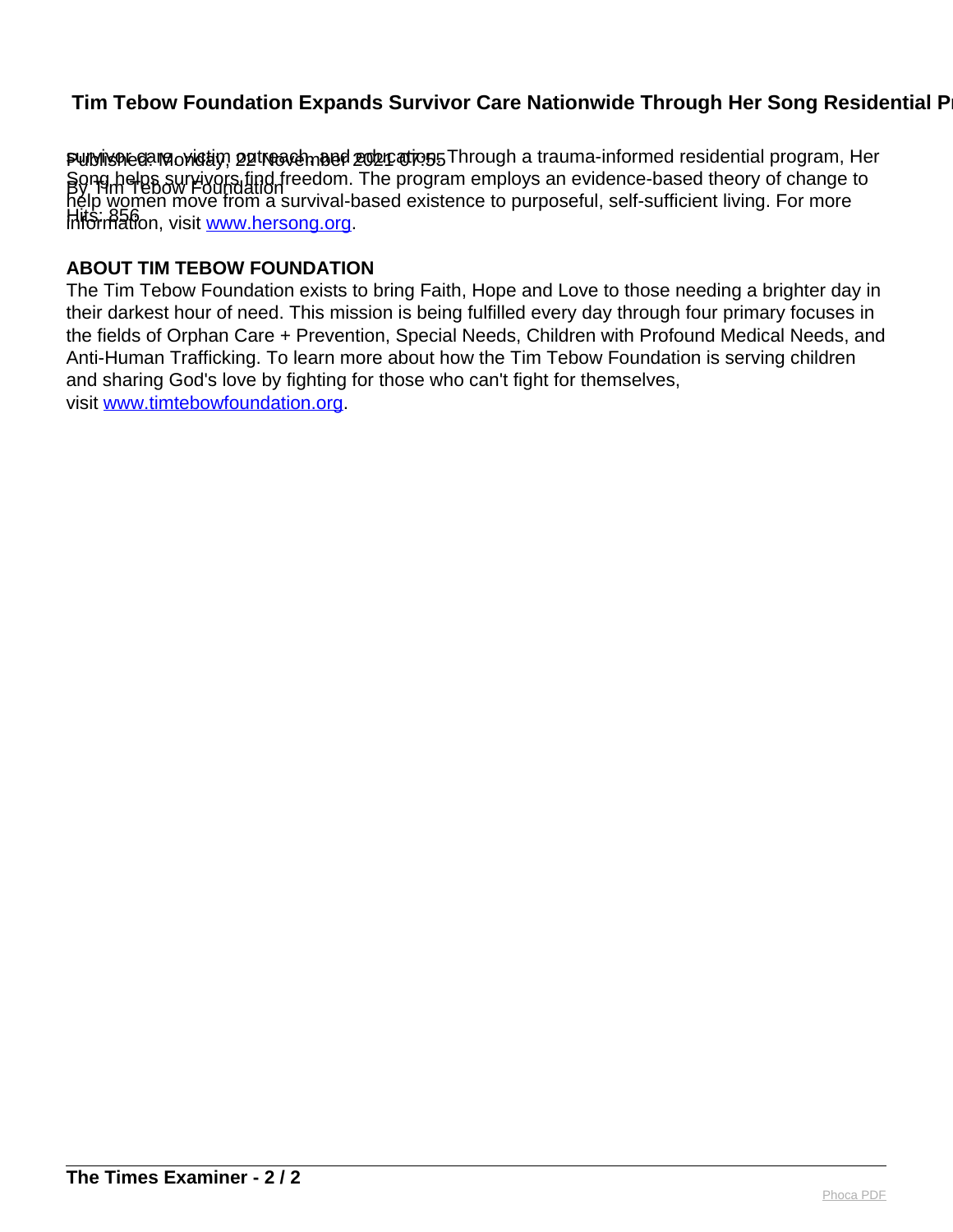survivor care, victim outreach, and education. Through a trauma-informed residential program, Her Song helps survivors find freedom. The program employs an evidence-based theory of change to help women move from a survival-based existence to purposeful, self-sufficient living. For more information, visit [www.hersong.org](http://www.hersong.org).

**ABOUT TIM TEBOW FOUNDATION**

The Tim Tebow Foundation exists to bring Faith, Hope and Love to those needing a brighter day in their darkest hour of need. This mission is being fulfilled every day through four primary focuses in the fields of Orphan Care + Prevention, Special Needs, Children with Profound Medical Needs, and Anti-Human Trafficking. To learn more about how the Tim Tebow Foundation is serving children and sharing God's love by fighting for those who can't fight for themselves, visit [www.timtebowfoundation.org](http://www.timtebowfoundation.org).